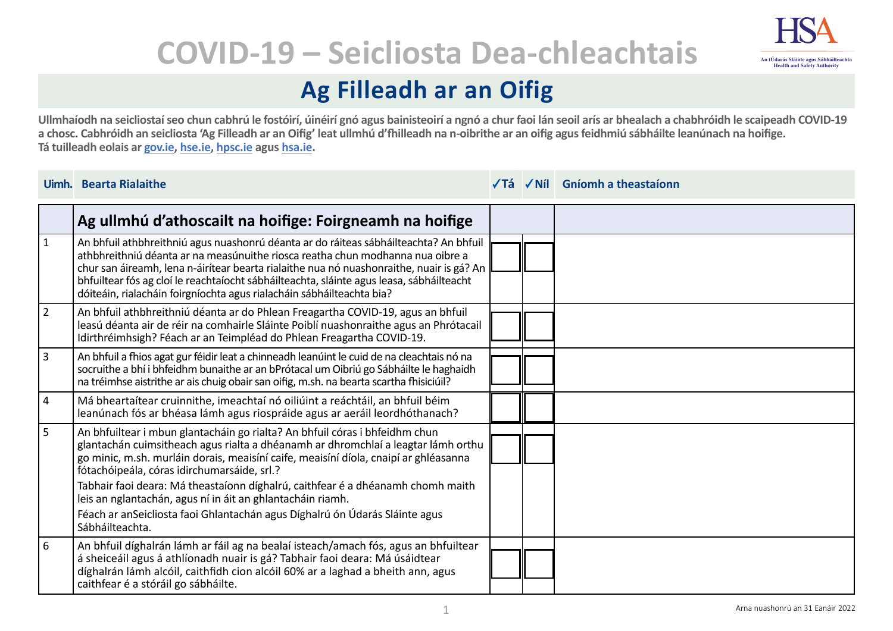# COVID-19 – Seicliosta Dea-chleachtais

## Ag Filleadh ar an Oifig

**Ullmhaíodh na seicliostaí seo chun cabhrú le fostóirí, úinéirí gnó agus bainisteoirí a ngnó a chur faoi lán seoil arís ar bhealach a chabhróidh le scaipeadh COVID-19 a chosc. Cabhróidh an seicliosta 'Ag Filleadh ar an Oifig' leat ullmhú d'fhilleadh na n-oibrithe ar an oifig agus feidhmiú sábháilte leanúnach na hoifige. Tá tuilleadh eolais ar gov.ie, hse.ie, hpsc.ie agus hsa.ie.**

| Uimh. | Bearta Rialaithe | ✓Tá | ✓Níl | Gníomh a theastaíonn |
|---|---|---|---|---|
| | **Ag ullmhú d'athoscailt na hoifige: Foirgneamh na hoifige** | | | |
| 1 | An bhfuil athbhreithniú agus nuashonrú déanta ar do ráiteas sábháilteachta? An bhfuil athbhreithniú déanta ar na measúnuithe riosca reatha chun modhanna nua oibre a chur san áireamh, lena n-áirítear bearta rialaithe nua nó nuashonraithe, nuair is gá? An bhfuiltear fós ag cloí le reachtaíocht sábháilteachta, sláinte agus leasa, sábháilteacht dóiteáin, rialacháin foirgníochta agus rialacháin sábháilteachta bia? | | | |
| 2 | An bhfuil athbhreithniú déanta ar do Phlean Freagartha COVID-19, agus an bhfuil leasú déanta air de réir na comhairle Sláinte Poiblí nuashonraithe agus an Phrótacail Idirthréimhsigh? Féach ar an Teimpléad do Phlean Freagartha COVID-19. | | | |
| 3 | An bhfuil a fhios agat gur féidir leat a chinneadh leanúint le cuid de na cleachtais nó na socruithe a bhí i bhfeidhm bunaithe ar an bPrótacal um Oibriú go Sábháilte le haghaidh na tréimhse aistrithe ar ais chuig obair san oifig, m.sh. na bearta scartha fhisiciúil? | | | |
| 4 | Má bheartaítear cruinnithe, imeachtaí nó oiliúint a reáchtáil, an bhfuil béim leanúnach fós ar bhéasa lámh agus riospráide agus ar aeráil leordhóthanach? | | | |
| 5 | An bhfuiltear i mbun glantacháin go rialta? An bhfuil córas i bhfeidhm chun glantachán cuimsitheach agus rialta a dhéanamh ar dhromchlaí a leagtar lámh orthu go minic, m.sh. murláin dorais, meaisíní caife, meaisíní díola, cnaipí ar ghléasanna fótachóipeála, córas idirchumarsáide, srl.?<br>Tabhair faoi deara: Má theastaíonn díghalrú, caithfear é a dhéanamh chomh maith leis an nglantachán, agus ní in áit an ghlantacháin riamh.<br>Féach ar anSeicliosta faoi Ghlantachán agus Díghalrú ón Údarás Sláinte agus Sábháilteachta. | | | |
| 6 | An bhfuil díghalrán lámh ar fáil ag na bealaí isteach/amach fós, agus an bhfuiltear á sheiceáil agus á athlíonadh nuair is gá? Tabhair faoi deara: Má úsáidtear díghalrán lámh alcóil, caithfidh cion alcóil 60% ar a laghad a bheith ann, agus caithfear é a stóráil go sábháilte. | | | |

Arna nuashonrú an 31 Eanáir 2022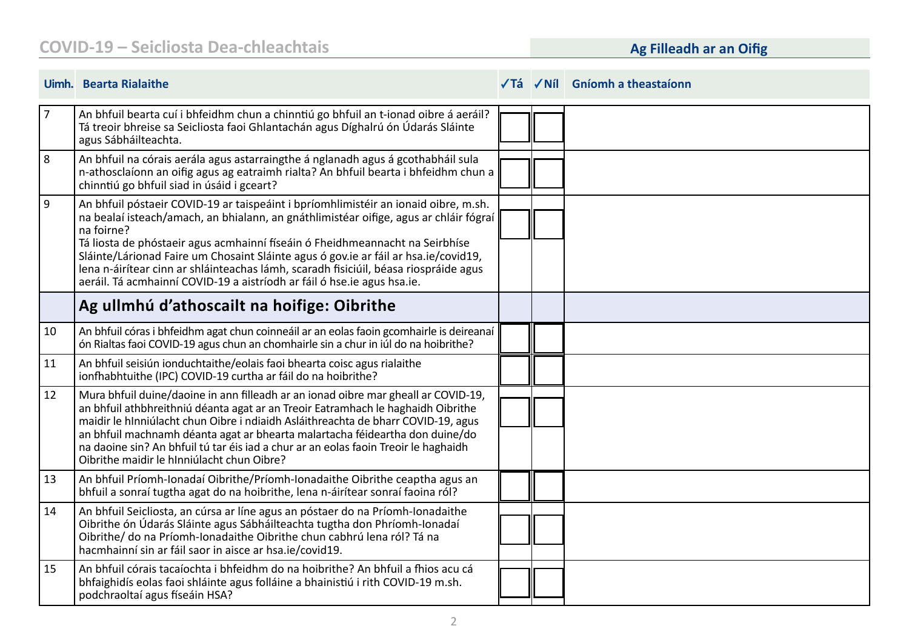| Uimh. | Bearta Rialaithe | ✓Tá | ✓Níl | Gníomh a theastaíonn |
|---|---|---|---|---|
| 7 | An bhfuil bearta cuí i bhfeidhm chun a chinntiú go bhfuil an t-ionad oibre á aeráil? Tá treoir bhreise sa Seicliosta faoi Ghlantachán agus Díghalrú ón Údarás Sláinte agus Sábháilteachta. | | | |
| 8 | An bhfuil na córais aerála agus astarraingthe á nglanadh agus á gcothabháil sula n-athosclaíonn an oifig agus ag eatraimh rialta? An bhfuil bearta i bhfeidhm chun a chinntiú go bhfuil siad in úsáid i gceart? | | | |
| 9 | An bhfuil póstaeir COVID-19 ar taispeáint i bpríomhlimistéir an ionaid oibre, m.sh. na bealaí isteach/amach, an bhialann, an gnáthlimistéar oifige, agus ar chláir fógraí na foirne?<br>Tá liosta de phóstaeir agus acmhainní físeáin ó Fheidhmeannacht na Seirbhíse Sláinte/Lárionad Faire um Chosaint Sláinte agus ó gov.ie ar fáil ar hsa.ie/covid19, lena n-áirítear cinn ar shláinteachas lámh, scaradh fisiciúil, béasa riospráide agus aeráil. Tá acmhainní COVID-19 a aistríodh ar fáil ó hse.ie agus hsa.ie. | | | |
| | **Ag ullmhú d'athoscailt na hoifige: Oibrithe** | | | |
| 10 | An bhfuil córas i bhfeidhm agat chun coinneáil ar an eolas faoin gcomhairle is deireanaí ón Rialtas faoi COVID-19 agus chun an chomhairle sin a chur in iúl do na hoibrithe? | | | |
| 11 | An bhfuil seisiún ionduchtaithe/eolais faoi bhearta coisc agus rialaithe ionfhabhtuithe (IPC) COVID-19 curtha ar fáil do na hoibrithe? | | | |
| 12 | Mura bhfuil duine/daoine in ann filleadh ar an ionad oibre mar gheall ar COVID-19, an bhfuil athbhreithniú déanta agat ar an Treoir Eatramhach le haghaidh Oibrithe maidir le hInniúlacht chun Oibre i ndiaidh Asláithreachta de bharr COVID-19, agus an bhfuil machnamh déanta agat ar bhearta malartacha féideartha don duine/do na daoine sin? An bhfuil tú tar éis iad a chur ar an eolas faoin Treoir le haghaidh Oibrithe maidir le hInniúlacht chun Oibre? | | | |
| 13 | An bhfuil Príomh-Ionadaí Oibrithe/Príomh-Ionadaithe Oibrithe ceaptha agus an bhfuil a sonraí tugtha agat do na hoibrithe, lena n-áirítear sonraí faoina ról? | | | |
| 14 | An bhfuil Seicliosta, an cúrsa ar líne agus an póstaer do na Príomh-Ionadaithe Oibrithe ón Údarás Sláinte agus Sábháilteachta tugtha don Phríomh-Ionadaí Oibrithe/ do na Príomh-Ionadaithe Oibrithe chun cabhrú lena ról? Tá na hacmhainní sin ar fáil saor in aisce ar hsa.ie/covid19. | | | |
| 15 | An bhfuil córais tacaíochta i bhfeidhm do na hoibrithe? An bhfuil a fhios acu cá bhfaighidís eolas faoi shláinte agus folláine a bhainistiú i rith COVID-19 m.sh. podchraoltaí agus físeáin HSA? | | | |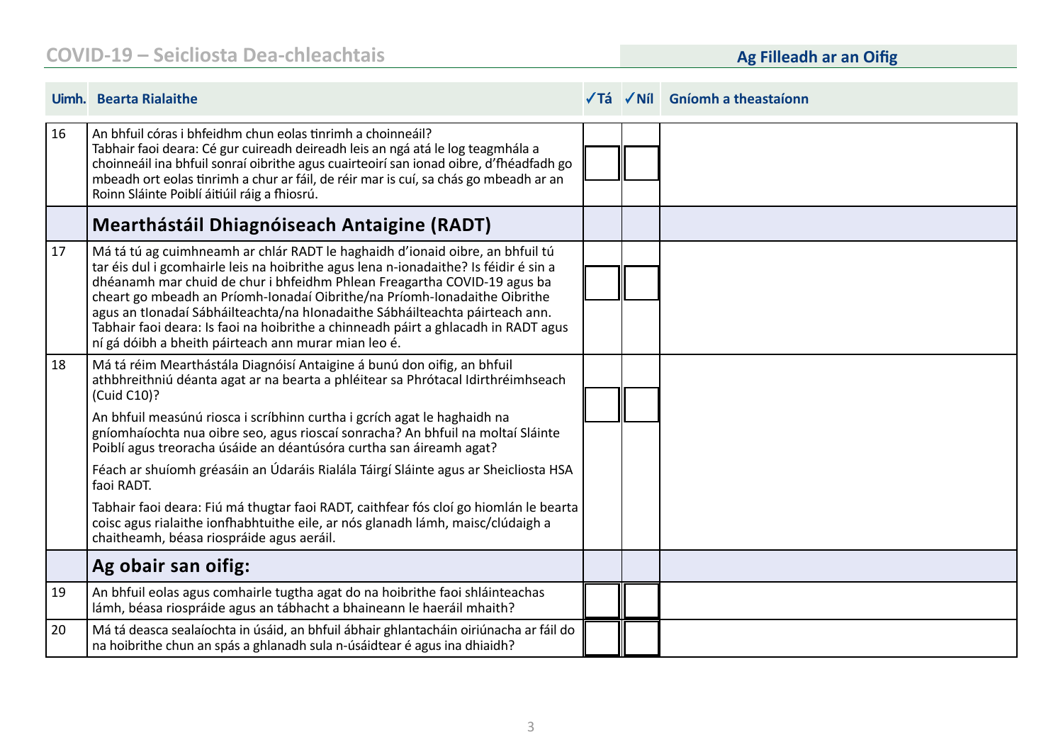| Uimh. | Bearta Rialaithe | ✓Tá | ✓Níl | Gníomh a theastaíonn |
|---|---|---|---|---|
| 16 | An bhfuil córas i bhfeidhm chun eolas tinrimh a choinneáil?<br>Tabhair faoi deara: Cé gur cuireadh deireadh leis an ngá atá le log teagmhála a choinneáil ina bhfuil sonraí oibrithe agus cuairteoirí san ionad oibre, d'fhéadfadh go mbeadh ort eolas tinrimh a chur ar fáil, de réir mar is cuí, sa chás go mbeadh ar an Roinn Sláinte Poiblí áitiúil ráig a fhiosrú. | | | |
| | **Mearthástáil Dhiagnóiseach Antaigine (RADT)** | | | |
| 17 | Má tá tú ag cuimhneamh ar chlár RADT le haghaidh d'ionaid oibre, an bhfuil tú tar éis dul i gcomhairle leis na hoibrithe agus lena n-ionadaithe? Is féidir é sin a dhéanamh mar chuid de chur i bhfeidhm Phlean Freagartha COVID-19 agus ba cheart go mbeadh an Príomh-Ionadaí Oibrithe/na Príomh-Ionadaithe Oibrithe agus an tIonadaí Sábháilteachta/na hIonadaithe Sábháilteachta páirteach ann. Tabhair faoi deara: Is faoi na hoibrithe a chinneadh páirt a ghlacadh in RADT agus ní gá dóibh a bheith páirteach ann murar mian leo é. | | | |
| 18 | Má tá réim Mearthástála Diagnóisí Antaigine á bunú don oifig, an bhfuil athbhreithniú déanta agat ar na bearta a phléitear sa Phrótacal Idirthréimhseach (Cuid C10)?<br><br>An bhfuil measúnú riosca i scríbhinn curtha i gcrích agat le haghaidh na gníomhaíochta nua oibre seo, agus rioscaí sonracha? An bhfuil na moltaí Sláinte Poiblí agus treoracha úsáide an déantúsóra curtha san áireamh agat?<br><br>Féach ar shuíomh gréasáin an Údaráis Rialála Táirgí Sláinte agus ar Sheicliosta HSA faoi RADT.<br><br>Tabhair faoi deara: Fiú má thugtar faoi RADT, caithfear fós cloí go hiomlán le bearta coisc agus rialaithe ionfhabhtuithe eile, ar nós glanadh lámh, maisc/clúdaigh a chaitheamh, béasa riospráide agus aeráil. | | | |
| | **Ag obair san oifig:** | | | |
| 19 | An bhfuil eolas agus comhairle tugtha agat do na hoibrithe faoi shláinteachas lámh, béasa riospráide agus an tábhacht a bhaineann le haeráil mhaith? | | | |
| 20 | Má tá deasca sealaíochta in úsáid, an bhfuil ábhair ghlantacháin oiriúnacha ar fáil do na hoibrithe chun an spás a ghlanadh sula n-úsáidtear é agus ina dhiaidh? | | | |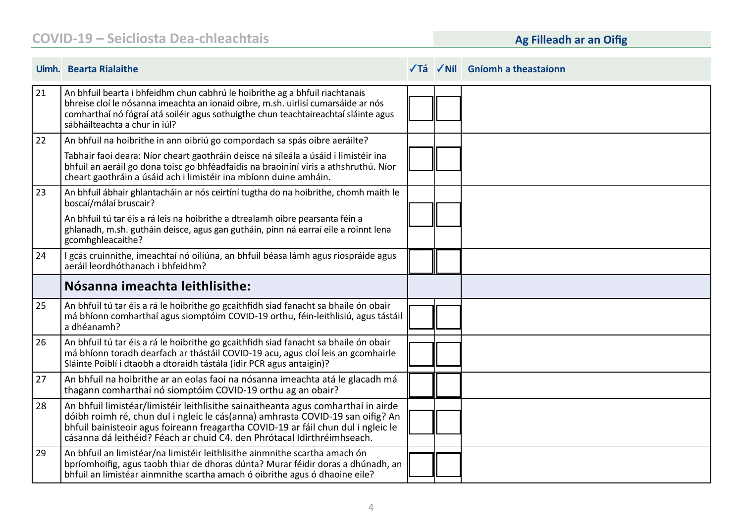| Uimh. | Bearta Rialaithe | ✓Tá | ✓Níl | Gníomh a theastaíonn |
|---|---|---|---|---|
| 21 | An bhfuil bearta i bhfeidhm chun cabhrú le hoibrithe ag a bhfuil riachtanais bhreise cloí le nósanna imeachta an ionaid oibre, m.sh. uirlisí cumarsáide ar nós comharthaí nó fógraí atá soiléir agus sothuigthe chun teachtaireachtaí sláinte agus sábháilteachta a chur in iúl? | | | |
| 22 | An bhfuil na hoibrithe in ann oibriú go compordach sa spás oibre aeráilte? Tabhair faoi deara: Níor cheart gaothráin deisce ná síleála a úsáid i limistéir ina bhfuil an aeráil go dona toisc go bhféadfaidís na braoiníní víris a athshruthú. Níor cheart gaothráin a úsáid ach i limistéir ina mbíonn duine amháin. | | | |
| 23 | An bhfuil ábhair ghlantacháin ar nós ceirtíní tugtha do na hoibrithe, chomh maith le boscaí/málaí bruscair? An bhfuil tú tar éis a rá leis na hoibrithe a dtrealamh oibre pearsanta féin a ghlanadh, m.sh. gutháin deisce, agus gan gutháin, pinn ná earraí eile a roinnt lena gcomhghleacaithe? | | | |
| 24 | I gcás cruinnithe, imeachtaí nó oiliúna, an bhfuil béasa lámh agus riospráide agus aeráil leordhóthanach i bhfeidhm? | | | |
| | **Nósanna imeachta leithlisithe:** | | | |
| 25 | An bhfuil tú tar éis a rá le hoibrithe go gcaithfidh siad fanacht sa bhaile ón obair má bhíonn comharthaí agus siomptóim COVID-19 orthu, féin-leithlisiú, agus tástáil a dhéanamh? | | | |
| 26 | An bhfuil tú tar éis a rá le hoibrithe go gcaithfidh siad fanacht sa bhaile ón obair má bhíonn toradh dearfach ar thástáil COVID-19 acu, agus cloí leis an gcomhairle Sláinte Poiblí i dtaobh a dtoraidh tástála (idir PCR agus antaigin)? | | | |
| 27 | An bhfuil na hoibrithe ar an eolas faoi na nósanna imeachta atá le glacadh má thagann comharthaí nó siomptóim COVID-19 orthu ag an obair? | | | |
| 28 | An bhfuil limistéar/limistéir leithlisithe sainaitheanta agus comharthaí in airde dóibh roimh ré, chun dul i ngleic le cás(anna) amhrasta COVID-19 san oifig? An bhfuil bainisteoir agus foireann freagartha COVID-19 ar fáil chun dul i ngleic le cásanna dá leithéid? Féach ar chuid C4. den Phrótacal Idirthréimhseach. | | | |
| 29 | An bhfuil an limistéar/na limistéir leithlisithe ainmnithe scartha amach ón bpríomhoifig, agus taobh thiar de dhoras dúnta? Murar féidir doras a dhúnadh, an bhfuil an limistéar ainmnithe scartha amach ó oibrithe agus ó dhaoine eile? | | | |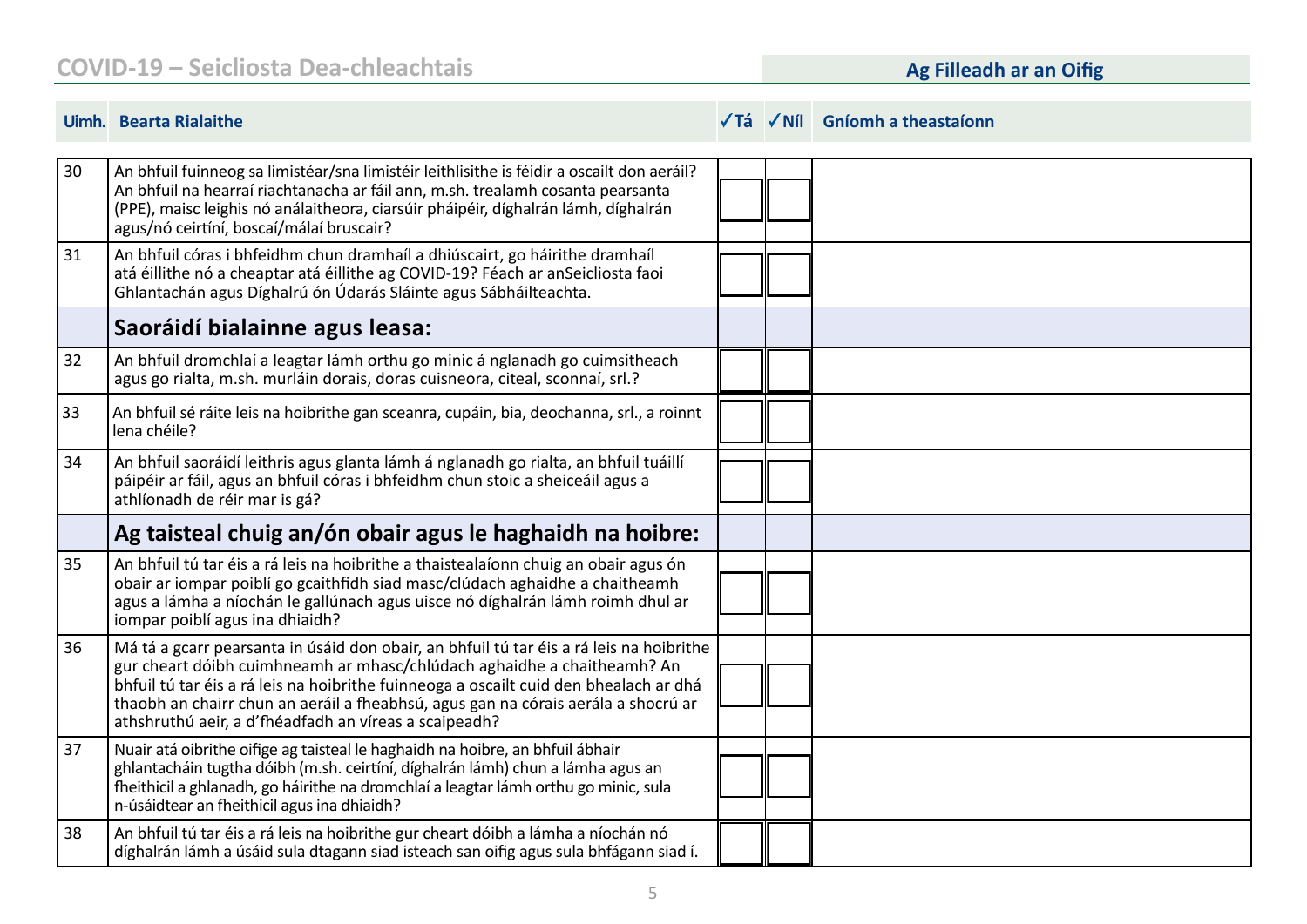## COVID-19 – Seicliosta Dea-chleachtais

**Ag Filleadh ar an Oifig**

| Uimh. | Bearta Rialaithe | ✓Tá | ✓Níl | Gníomh a theastaíonn |
|---|---|---|---|---|
| 30 | An bhfuil fuinneog sa limistéar/sna limistéir leithlisithe is féidir a oscailt don aeráil? An bhfuil na hearraí riachtanacha ar fáil ann, m.sh. trealamh cosanta pearsanta (PPE), maisc leighis nó análaitheora, ciarsúir pháipéir, díghalrán lámh, díghalrán agus/nó ceirtíní, boscaí/málaí bruscair? | | | |
| 31 | An bhfuil córas i bhfeidhm chun dramhaíl a dhiúscairt, go háirithe dramhaíl atá éillithe nó a cheaptar atá éillithe ag COVID-19? Féach ar anSeicliosta faoi Ghlantachán agus Díghalrú ón Údarás Sláinte agus Sábháilteachta. | | | |
| | **Saoráidí bialainne agus leasa:** | | | |
| 32 | An bhfuil dromchlaí a leagtar lámh orthu go minic á nglanadh go cuimsitheach agus go rialta, m.sh. murláin dorais, doras cuisneora, citeal, sconnaí, srl.? | | | |
| 33 | An bhfuil sé ráite leis na hoibrithe gan sceanra, cupáin, bia, deochanna, srl., a roinnt lena chéile? | | | |
| 34 | An bhfuil saoráidí leithris agus glanta lámh á nglanadh go rialta, an bhfuil tuáillí páipéir ar fáil, agus an bhfuil córas i bhfeidhm chun stoic a sheiceáil agus a athlíonadh de réir mar is gá? | | | |
| | **Ag taisteal chuig an/ón obair agus le haghaidh na hoibre:** | | | |
| 35 | An bhfuil tú tar éis a rá leis na hoibrithe a thaistealaíonn chuig an obair agus ón obair ar iompar poiblí go gcaithfidh siad masc/clúdach aghaidhe a chaitheamh agus a lámha a níochán le gallúnach agus uisce nó díghalrán lámh roimh dhul ar iompar poiblí agus ina dhiaidh? | | | |
| 36 | Má tá a gcarr pearsanta in úsáid don obair, an bhfuil tú tar éis a rá leis na hoibrithe gur cheart dóibh cuimhneamh ar mhasc/chlúdach aghaidhe a chaitheamh? An bhfuil tú tar éis a rá leis na hoibrithe fuinneoga a oscailt cuid den bhealach ar dhá thaobh an chairr chun an aeráil a fheabhsú, agus gan na córais aerála a shocrú ar athshruthú aeir, a d'fhéadfadh an víreas a scaipeadh? | | | |
| 37 | Nuair atá oibrithe oifige ag taisteal le haghaidh na hoibre, an bhfuil ábhair ghlantacháin tugtha dóibh (m.sh. ceirtíní, díghalrán lámh) chun a lámha agus an fheithicil a ghlanadh, go háirithe na dromchlaí a leagtar lámh orthu go minic, sula n-úsáidtear an fheithicil agus ina dhiaidh? | | | |
| 38 | An bhfuil tú tar éis a rá leis na hoibrithe gur cheart dóibh a lámha a níochán nó díghalrán lámh a úsáid sula dtagann siad isteach san oifig agus sula bhfágann siad í. | | | |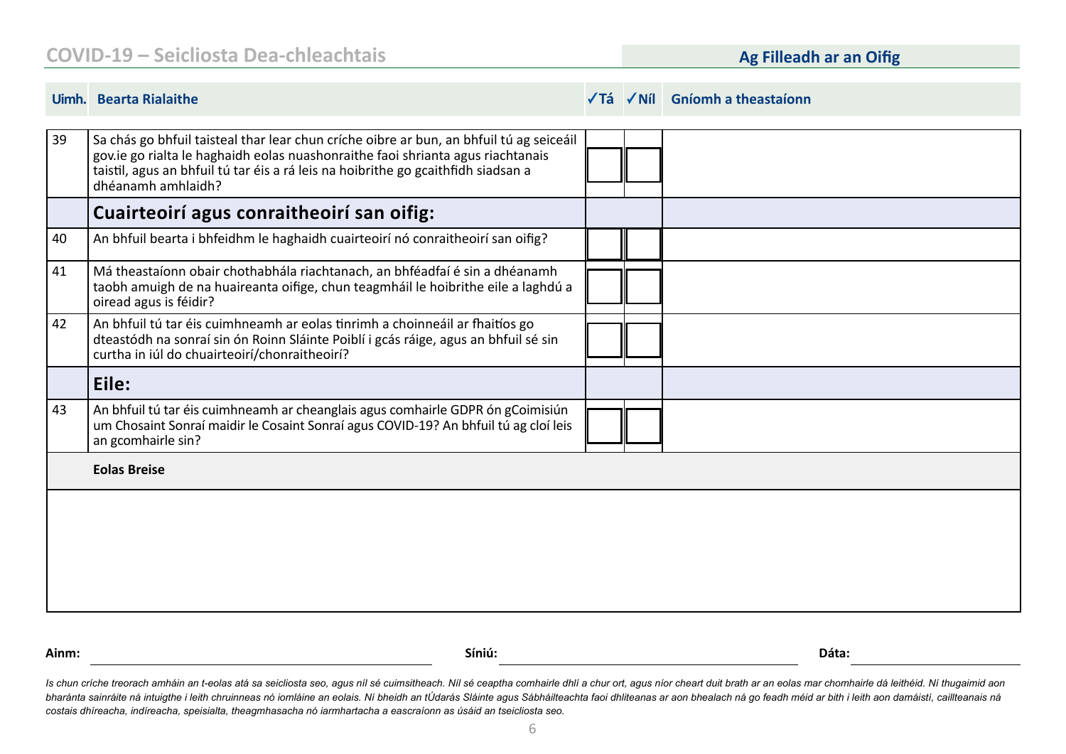## COVID-19 – Seicliosta Dea-chleachtais

**Ag Filleadh ar an Oifig**

| Uimh. | Bearta Rialaithe | ✓Tá | ✓Níl | Gníomh a theastaíonn |
|---|---|---|---|---|
| 39 | Sa chás go bhfuil taisteal thar lear chun críche oibre ar bun, an bhfuil tú ag seiceáil gov.ie go rialta le haghaidh eolas nuashonraithe faoi shrianta agus riachtanais taistil, agus an bhfuil tú tar éis a rá leis na hoibrithe go gcaithfidh siadsan a dhéanamh amhlaidh? | ☐ | ☐ | |
| | **Cuairteoirí agus conraitheoirí san oifig:** | | | |
| 40 | An bhfuil bearta i bhfeidhm le haghaidh cuairteoirí nó conraitheoirí san oifig? | ☐ | ☐ | |
| 41 | Má theastaíonn obair chothabhála riachtanach, an bhféadfaí é sin a dhéanamh taobh amuigh de na huaireanta oifige, chun teagmháil le hoibrithe eile a laghdú a oiread agus is féidir? | ☐ | ☐ | |
| 42 | An bhfuil tú tar éis cuimhneamh ar eolas tinrimh a choinneáil ar fhaitíos go dteastódh na sonraí sin ón Roinn Sláinte Poiblí i gcás ráige, agus an bhfuil sé sin curtha in iúl do chuairteoirí/chonraitheoirí? | ☐ | ☐ | |
| | **Eile:** | | | |
| 43 | An bhfuil tú tar éis cuimhneamh ar cheanglais agus comhairle GDPR ón gCoimisiún um Chosaint Sonraí maidir le Cosaint Sonraí agus COVID-19? An bhfuil tú ag cloí leis an gcomhairle sin? | ☐ | ☐ | |

**Eolas Breise**

Ainm: ______________________ Síniú: ______________________ Dáta: ______________

*Is chun críche treorach amháin an t-eolas atá sa seicliosta seo, agus níl sé cuimsitheach. Níl sé ceaptha comhairle dhlí a chur ort, agus níor cheart duit brath ar an eolas mar chomhairle dá leithéid. Ní thugaimid aon bharánta sainráite ná intuigthe i leith chruinneas nó iomláine an eolais. Ní bheidh an tÚdarás Sláinte agus Sábháilteachta faoi dhliteanas ar aon bhealach ná go feadh méid ar bith i leith aon damáistí, caillteanais ná costais dhíreacha, indíreacha, speisialta, theagmhasacha nó iarmhartacha a eascraíonn as úsáid an tseicliosta seo.*